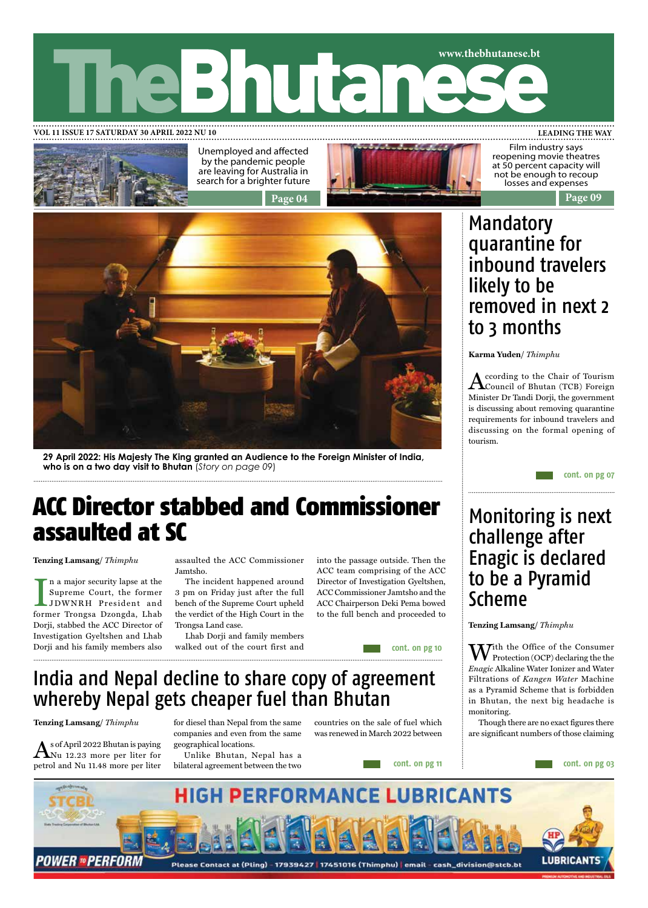# The Bhutanese

www.thebhutanese.bt

VOL 11 ISSUE 17 SATURDAY 30 APRIL 2022 NU 10

LEADING THE WAY

Unemployed and affected by the pandemic people are leaving for Australia in search for a brighter future

Page 04

Film industry says reopening movie theatres at 50 percent capacity will not be enough to recoup losses and expenses

Page 09

**29 April 2022: His Majesty The King granted an Audience to the Foreign Minister of India, who is on a two day visit to Bhutan** *(Story on page 09)*

## Mandatory quarantine for inbound travelers likely to be removed in next 2 to 3 months

**Karma Yuden**/ *Thimphu*

According to the Chair of Tourism Council of Bhutan (TCB) Foreign Minister Dr Tandi Dorji, the government is discussing about removing quarantine requirements for inbound travelers and discussing on the formal opening of tourism.

cont. on pg 07

## ACC Director stabbed and Commissioner assaulted at SC

**Tenzing Lamsang**/ *Thimphu*

In a major security lapse at the Supreme Court, the former JDWNRH President and former Trongsa Dzongda, Lhab Dorji, stabbed the ACC Director of Investigation Gyeltshen and Lhab Dorji and his family members also assaulted the ACC Commissioner Jamtsho.

The incident happened around 3 pm on Friday just after the full bench of the Supreme Court upheld the verdict of the High Court in the Trongsa Land case.

Lhab Dorji and family members walked out of the court first and into the passage outside. Then the ACC team comprising of the ACC Director of Investigation Gyeltshen, ACC Commissioner Jamtsho and the ACC Chairperson Deki Pema bowed to the full bench and proceeded to

cont. on pg 10

## Monitoring is next challenge after Enagic is declared to be a Pyramid Scheme

**Tenzing Lamsang**/ *Thimphu*

With the Office of the Consumer Protection (OCP) declaring the the *Enagic* Alkaline Water Ionizer and Water Filtrations of *Kangen Water* Machine as a Pyramid Scheme that is forbidden in Bhutan, the next big headache is monitoring.

Though there are no exact figures there are significant numbers of those claiming

cont. on pg 03

## India and Nepal decline to share copy of agreement whereby Nepal gets cheaper fuel than Bhutan

**Tenzing Lamsang**/ *Thimphu*

As of April 2022 Bhutan is paying Nu 12.23 more per liter for petrol and Nu 11.48 more per liter for diesel than Nepal from the same companies and even from the same geographical locations.

Unlike Bhutan, Nepal has a bilateral agreement between the two countries on the sale of fuel which was renewed in March 2022 between

cont. on pg 11

STCBL — HIGH PERFORMANCE LUBRICANTS — POWER TO PERFORM — Please Contact at (Pling) - 17939427 | 17451016 (Thimphu) | email - cash_division@stcb.bt — HP LUBRICANTS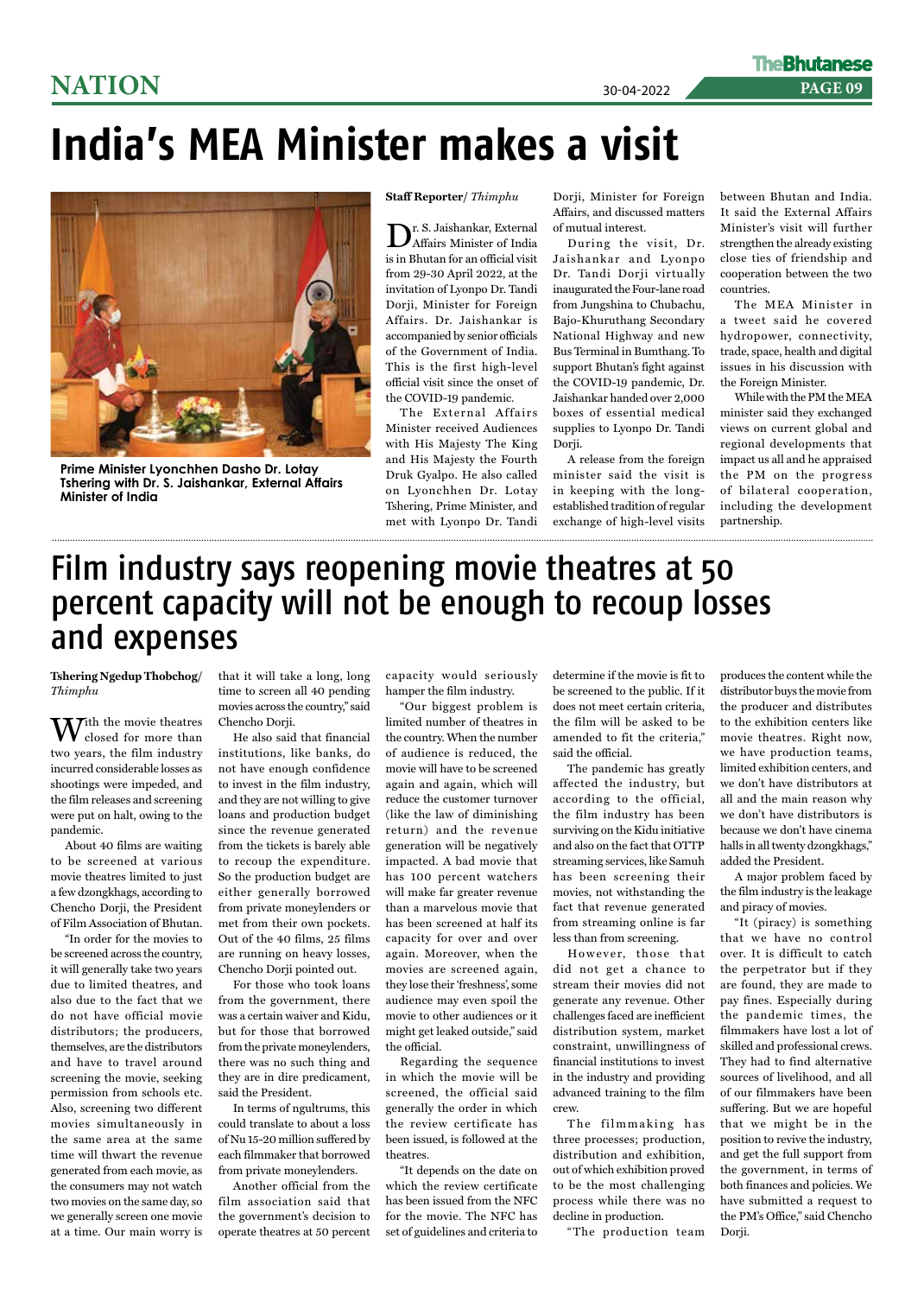# India's MEA Minister makes a visit

Prime Minister Lyonchhen Dasho Dr. Lotay Tshering with Dr. S. Jaishankar, External Affairs Minister of India

**Staff Reporter**/ *Thimphu*

Dr. S. Jaishankar, External Affairs Minister of India is in Bhutan for an official visit from 29-30 April 2022, at the invitation of Lyonpo Dr. Tandi Dorji, Minister for Foreign Affairs. Dr. Jaishankar is accompanied by senior officials of the Government of India. This is the first high-level official visit since the onset of the COVID-19 pandemic.

The External Affairs Minister received Audiences with His Majesty The King and His Majesty the Fourth Druk Gyalpo. He also called on Lyonchhen Dr. Lotay Tshering, Prime Minister, and met with Lyonpo Dr. Tandi Dorji, Minister for Foreign Affairs, and discussed matters of mutual interest.

During the visit, Dr. Jaishankar and Lyonpo Dr. Tandi Dorji virtually inaugurated the Four-lane road from Jungshina to Chubachu, Bajo-Khuruthang Secondary National Highway and new Bus Terminal in Bumthang. To support Bhutan's fight against the COVID-19 pandemic, Dr. Jaishankar handed over 2,000 boxes of essential medical supplies to Lyonpo Dr. Tandi Dorji.

A release from the foreign minister said the visit is in keeping with the long-established tradition of regular exchange of high-level visits between Bhutan and India. It said the External Affairs Minister's visit will further strengthen the already existing close ties of friendship and cooperation between the two countries.

The MEA Minister in a tweet said he covered hydropower, connectivity, trade, space, health and digital issues in his discussion with the Foreign Minister.

While with the PM the MEA minister said they exchanged views on current global and regional developments that impact us all and he appraised the PM on the progress of bilateral cooperation, including the development partnership.

# Film industry says reopening movie theatres at 50 percent capacity will not be enough to recoup losses and expenses

**Tshering Ngedup Thobchog**/ *Thimphu*

With the movie theatres closed for more than two years, the film industry incurred considerable losses as shootings were impeded, and the film releases and screening were put on halt, owing to the pandemic.

About 40 films are waiting to be screened at various movie theatres limited to just a few dzongkhags, according to Chencho Dorji, the President of Film Association of Bhutan.

"In order for the movies to be screened across the country, it will generally take two years due to limited theatres, and also due to the fact that we do not have official movie distributors; the producers, themselves, are the distributors and have to travel around screening the movie, seeking permission from schools etc. Also, screening two different movies simultaneously in the same area at the same time will thwart the revenue generated from each movie, as the consumers may not watch two movies on the same day, so we generally screen one movie at a time. Our main worry is that it will take a long, long time to screen all 40 pending movies across the country," said Chencho Dorji.

He also said that financial institutions, like banks, do not have enough confidence to invest in the film industry, and they are not willing to give loans and production budget since the revenue generated from the tickets is barely able to recoup the expenditure. So the production budget are either generally borrowed from private moneylenders or met from their own pockets. Out of the 40 films, 25 films are running on heavy losses, Chencho Dorji pointed out.

For those who took loans from the government, there was a certain waiver and Kidu, but for those that borrowed from the private moneylenders, there was no such thing and they are in dire predicament, said the President.

In terms of ngultrums, this could translate to about a loss of Nu 15-20 million suffered by each filmmaker that borrowed from private moneylenders.

Another official from the film association said that the government's decision to operate theatres at 50 percent capacity would seriously hamper the film industry.

"Our biggest problem is limited number of theatres in the country. When the number of audience is reduced, the movie will have to be screened again and again, which will reduce the customer turnover (like the law of diminishing return) and the revenue generation will be negatively impacted. A bad movie that has 100 percent watchers will make far greater revenue than a marvelous movie that has been screened at half its capacity for over and over again. Moreover, when the movies are screened again, they lose their 'freshness', some audience may even spoil the movie to other audiences or it might get leaked outside," said the official.

Regarding the sequence in which the movie will be screened, the official said generally the order in which the review certificate has been issued, is followed at the theatres.

"It depends on the date on which the review certificate has been issued from the NFC for the movie. The NFC has set of guidelines and criteria to determine if the movie is fit to be screened to the public. If it does not meet certain criteria, the film will be asked to be amended to fit the criteria," said the official.

The pandemic has greatly affected the industry, but according to the official, the film industry has been surviving on the Kidu initiative and also on the fact that OTTP streaming services, like Samuh has been screening their movies, not withstanding the fact that revenue generated from streaming online is far less than from screening.

However, those that did not get a chance to stream their movies did not generate any revenue. Other challenges faced are inefficient distribution system, market constraint, unwillingness of financial institutions to invest in the industry and providing advanced training to the film crew.

The filmmaking has three processes; production, distribution and exhibition, out of which exhibition proved to be the most challenging process while there was no decline in production.

"The production team produces the content while the distributor buys the movie from the producer and distributes to the exhibition centers like movie theatres. Right now, we have production teams, limited exhibition centers, and we don't have distributors at all and the main reason why we don't have distributors is because we don't have cinema halls in all twenty dzongkhags," added the President.

A major problem faced by the film industry is the leakage and piracy of movies.

"It (piracy) is something that we have no control over. It is difficult to catch the perpetrator but if they are found, they are made to pay fines. Especially during the pandemic times, the filmmakers have lost a lot of skilled and professional crews. They had to find alternative sources of livelihood, and all of our filmmakers have been suffering. But we are hopeful that we might be in the position to revive the industry, and get the full support from the government, in terms of both finances and policies. We have submitted a request to the PM's Office," said Chencho Dorji.